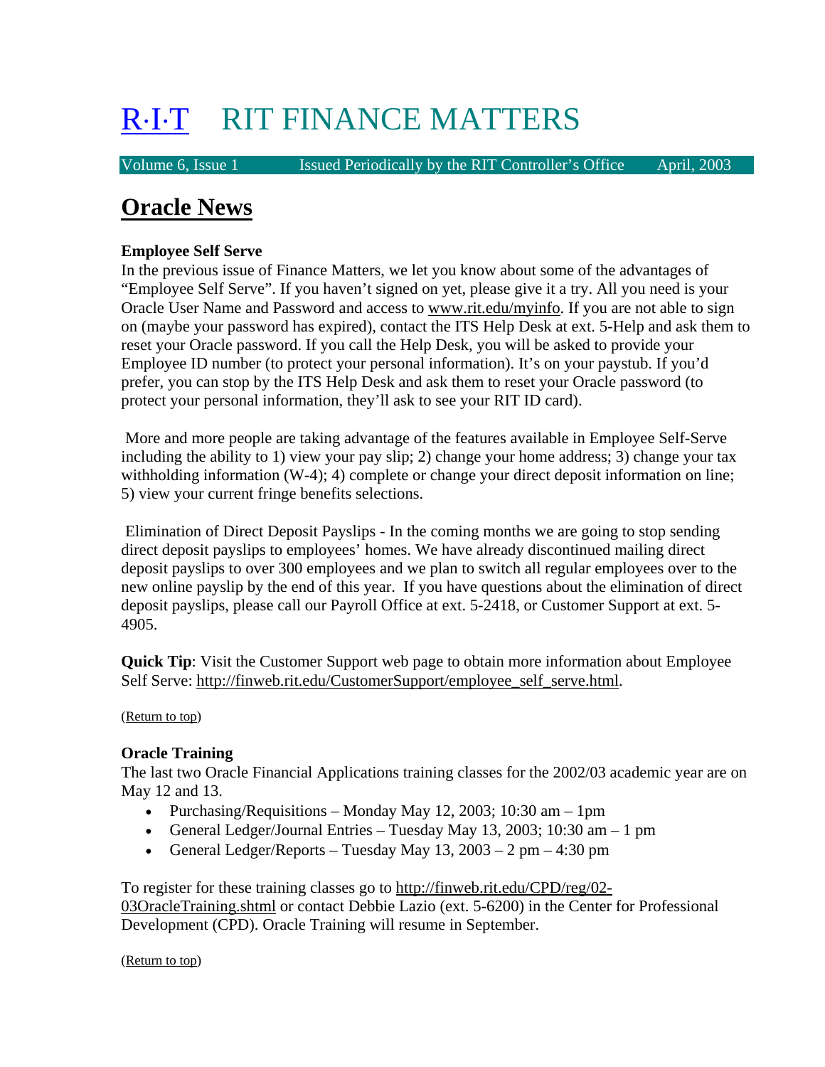# R·I·T RIT FINANCE MATTERS

Volume 6, Issue 1 Issued Periodically by the RIT Controller's Office April, 2003

## Oracle News

**Employee Self Serve**

In the previous issue of Finance Matters, we let you know about some of the advantages of "Employee Self Serve". If you haven't signed on yet, please give it a try. All you need is your Oracle User Name and Password and access to www.rit.edu/myinfo. If you are not able to sign on (maybe your password has expired), contact the ITS Help Desk at ext. 5-Help and ask them to reset your Oracle password. If you call the Help Desk, you will be asked to provide your Employee ID number (to protect your personal information). It's on your paystub. If you'd prefer, you can stop by the ITS Help Desk and ask them to reset your Oracle password (to protect your personal information, they'll ask to see your RIT ID card).

More and more people are taking advantage of the features available in Employee Self-Serve including the ability to 1) view your pay slip; 2) change your home address; 3) change your tax withholding information (W-4); 4) complete or change your direct deposit information on line; 5) view your current fringe benefits selections.

Elimination of Direct Deposit Payslips - In the coming months we are going to stop sending direct deposit payslips to employees' homes. We have already discontinued mailing direct deposit payslips to over 300 employees and we plan to switch all regular employees over to the new online payslip by the end of this year. If you have questions about the elimination of direct deposit payslips, please call our Payroll Office at ext. 5-2418, or Customer Support at ext. 5-4905.

**Quick Tip**: Visit the Customer Support web page to obtain more information about Employee Self Serve: http://finweb.rit.edu/CustomerSupport/employee_self_serve.html.

(Return to top)

**Oracle Training**

The last two Oracle Financial Applications training classes for the 2002/03 academic year are on May 12 and 13.

- Purchasing/Requisitions – Monday May 12, 2003; 10:30 am – 1pm
- General Ledger/Journal Entries – Tuesday May 13, 2003; 10:30 am – 1 pm
- General Ledger/Reports – Tuesday May 13, 2003 – 2 pm – 4:30 pm

To register for these training classes go to http://finweb.rit.edu/CPD/reg/02-03OracleTraining.shtml or contact Debbie Lazio (ext. 5-6200) in the Center for Professional Development (CPD). Oracle Training will resume in September.

(Return to top)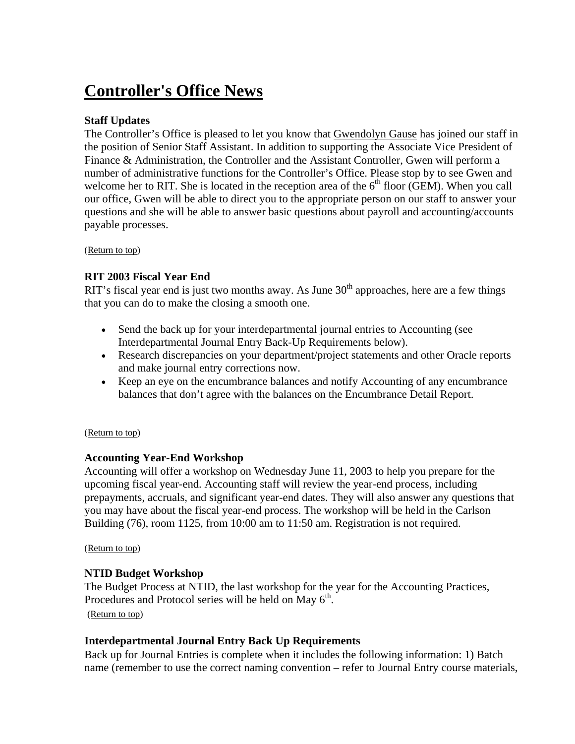# Controller's Office News

### Staff Updates

The Controller's Office is pleased to let you know that Gwendolyn Gause has joined our staff in the position of Senior Staff Assistant. In addition to supporting the Associate Vice President of Finance & Administration, the Controller and the Assistant Controller, Gwen will perform a number of administrative functions for the Controller's Office. Please stop by to see Gwen and welcome her to RIT. She is located in the reception area of the 6th floor (GEM). When you call our office, Gwen will be able to direct you to the appropriate person on our staff to answer your questions and she will be able to answer basic questions about payroll and accounting/accounts payable processes.

(Return to top)

### RIT 2003 Fiscal Year End

RIT's fiscal year end is just two months away. As June 30th approaches, here are a few things that you can do to make the closing a smooth one.

- Send the back up for your interdepartmental journal entries to Accounting (see Interdepartmental Journal Entry Back-Up Requirements below).
- Research discrepancies on your department/project statements and other Oracle reports and make journal entry corrections now.
- Keep an eye on the encumbrance balances and notify Accounting of any encumbrance balances that don't agree with the balances on the Encumbrance Detail Report.

(Return to top)

### Accounting Year-End Workshop

Accounting will offer a workshop on Wednesday June 11, 2003 to help you prepare for the upcoming fiscal year-end. Accounting staff will review the year-end process, including prepayments, accruals, and significant year-end dates. They will also answer any questions that you may have about the fiscal year-end process. The workshop will be held in the Carlson Building (76), room 1125, from 10:00 am to 11:50 am. Registration is not required.

(Return to top)

### NTID Budget Workshop

The Budget Process at NTID, the last workshop for the year for the Accounting Practices, Procedures and Protocol series will be held on May 6th.

(Return to top)

### Interdepartmental Journal Entry Back Up Requirements

Back up for Journal Entries is complete when it includes the following information: 1) Batch name (remember to use the correct naming convention – refer to Journal Entry course materials,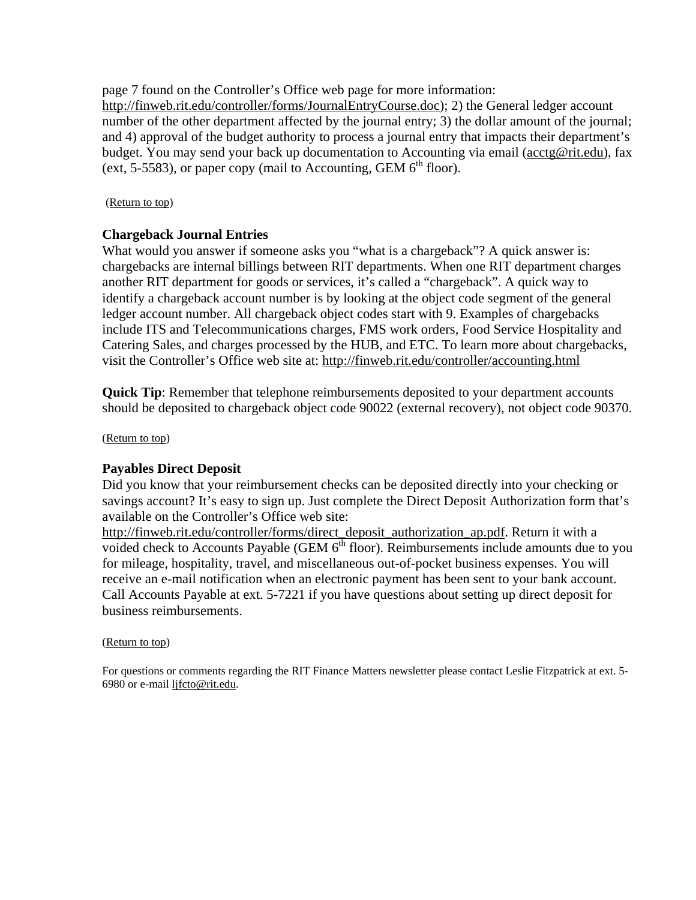page 7 found on the Controller's Office web page for more information: http://finweb.rit.edu/controller/forms/JournalEntryCourse.doc); 2) the General ledger account number of the other department affected by the journal entry; 3) the dollar amount of the journal; and 4) approval of the budget authority to process a journal entry that impacts their department's budget. You may send your back up documentation to Accounting via email (acctg@rit.edu), fax (ext, 5-5583), or paper copy (mail to Accounting, GEM 6th floor).

(Return to top)

### Chargeback Journal Entries

What would you answer if someone asks you "what is a chargeback"? A quick answer is: chargebacks are internal billings between RIT departments. When one RIT department charges another RIT department for goods or services, it's called a "chargeback". A quick way to identify a chargeback account number is by looking at the object code segment of the general ledger account number. All chargeback object codes start with 9. Examples of chargebacks include ITS and Telecommunications charges, FMS work orders, Food Service Hospitality and Catering Sales, and charges processed by the HUB, and ETC. To learn more about chargebacks, visit the Controller's Office web site at: http://finweb.rit.edu/controller/accounting.html

**Quick Tip**: Remember that telephone reimbursements deposited to your department accounts should be deposited to chargeback object code 90022 (external recovery), not object code 90370.

(Return to top)

### Payables Direct Deposit

Did you know that your reimbursement checks can be deposited directly into your checking or savings account? It's easy to sign up. Just complete the Direct Deposit Authorization form that's available on the Controller's Office web site: http://finweb.rit.edu/controller/forms/direct_deposit_authorization_ap.pdf. Return it with a voided check to Accounts Payable (GEM 6th floor). Reimbursements include amounts due to you for mileage, hospitality, travel, and miscellaneous out-of-pocket business expenses. You will receive an e-mail notification when an electronic payment has been sent to your bank account. Call Accounts Payable at ext. 5-7221 if you have questions about setting up direct deposit for business reimbursements.

(Return to top)

For questions or comments regarding the RIT Finance Matters newsletter please contact Leslie Fitzpatrick at ext. 5-6980 or e-mail ljfcto@rit.edu.